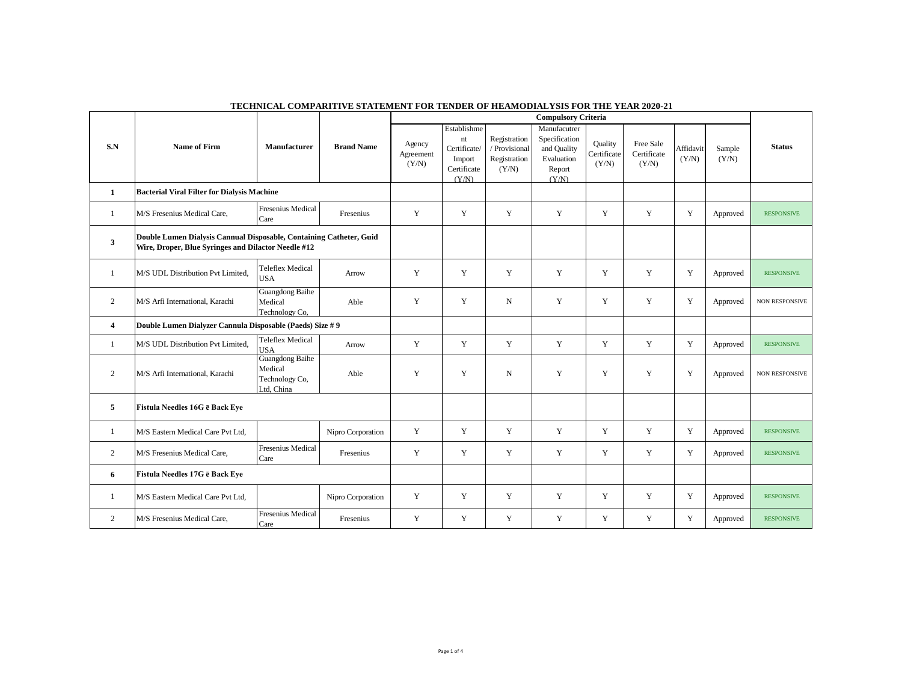## TECHNICAL COMPARITIVE STATEMENT FOR TENDER OF HEAMODIALYSIS FOR THE YEAR 2020-21

| S.N | Name of Firm | Manufacturer | Brand Name | Compulsory Criteria | | | | | | | | Status |
|---|---|---|---|---|---|---|---|---|---|---|---|---|
| | | | | Agency Agreement (Y/N) | Establishment Certificate/ Import Certificate (Y/N) | Registration / Provisional Registration (Y/N) | Manufacutrer Specification and Quality Evaluation Report (Y/N) | Quality Certificate (Y/N) | Free Sale Certificate (Y/N) | Affidavit (Y/N) | Sample (Y/N) | |
| **1** | **Bacterial Viral Filter for Dialysis Machine** | | | | | | | | | | | |
| 1 | M/S Fresenius Medical Care, | Fresenius Medical Care | Fresenius | Y | Y | Y | Y | Y | Y | Y | Approved | RESPONSIVE |
| **3** | **Double Lumen Dialysis Cannual Disposable, Containing Catheter, Guid Wire, Droper, Blue Syringes and Dilactor Needle #12** | | | | | | | | | | | |
| 1 | M/S UDL Distribution Pvt Limited, | Teleflex Medical USA | Arrow | Y | Y | Y | Y | Y | Y | Y | Approved | RESPONSIVE |
| 2 | M/S Arfi International, Karachi | Guangdong Baihe Medical Technology Co, | Able | Y | Y | N | Y | Y | Y | Y | Approved | NON RESPONSIVE |
| **4** | **Double Lumen Dialyzer Cannula Disposable (Paeds) Size # 9** | | | | | | | | | | | |
| 1 | M/S UDL Distribution Pvt Limited, | Teleflex Medical USA | Arrow | Y | Y | Y | Y | Y | Y | Y | Approved | RESPONSIVE |
| 2 | M/S Arfi International, Karachi | Guangdong Baihe Medical Technology Co, Ltd, China | Able | Y | Y | N | Y | Y | Y | Y | Approved | NON RESPONSIVE |
| **5** | **Fistula Needles 16G ē Back Eye** | | | | | | | | | | | |
| 1 | M/S Eastern Medical Care Pvt Ltd, | | Nipro Corporation | Y | Y | Y | Y | Y | Y | Y | Approved | RESPONSIVE |
| 2 | M/S Fresenius Medical Care, | Fresenius Medical Care | Fresenius | Y | Y | Y | Y | Y | Y | Y | Approved | RESPONSIVE |
| **6** | **Fistula Needles 17G ē Back Eye** | | | | | | | | | | | |
| 1 | M/S Eastern Medical Care Pvt Ltd, | | Nipro Corporation | Y | Y | Y | Y | Y | Y | Y | Approved | RESPONSIVE |
| 2 | M/S Fresenius Medical Care, | Fresenius Medical Care | Fresenius | Y | Y | Y | Y | Y | Y | Y | Approved | RESPONSIVE |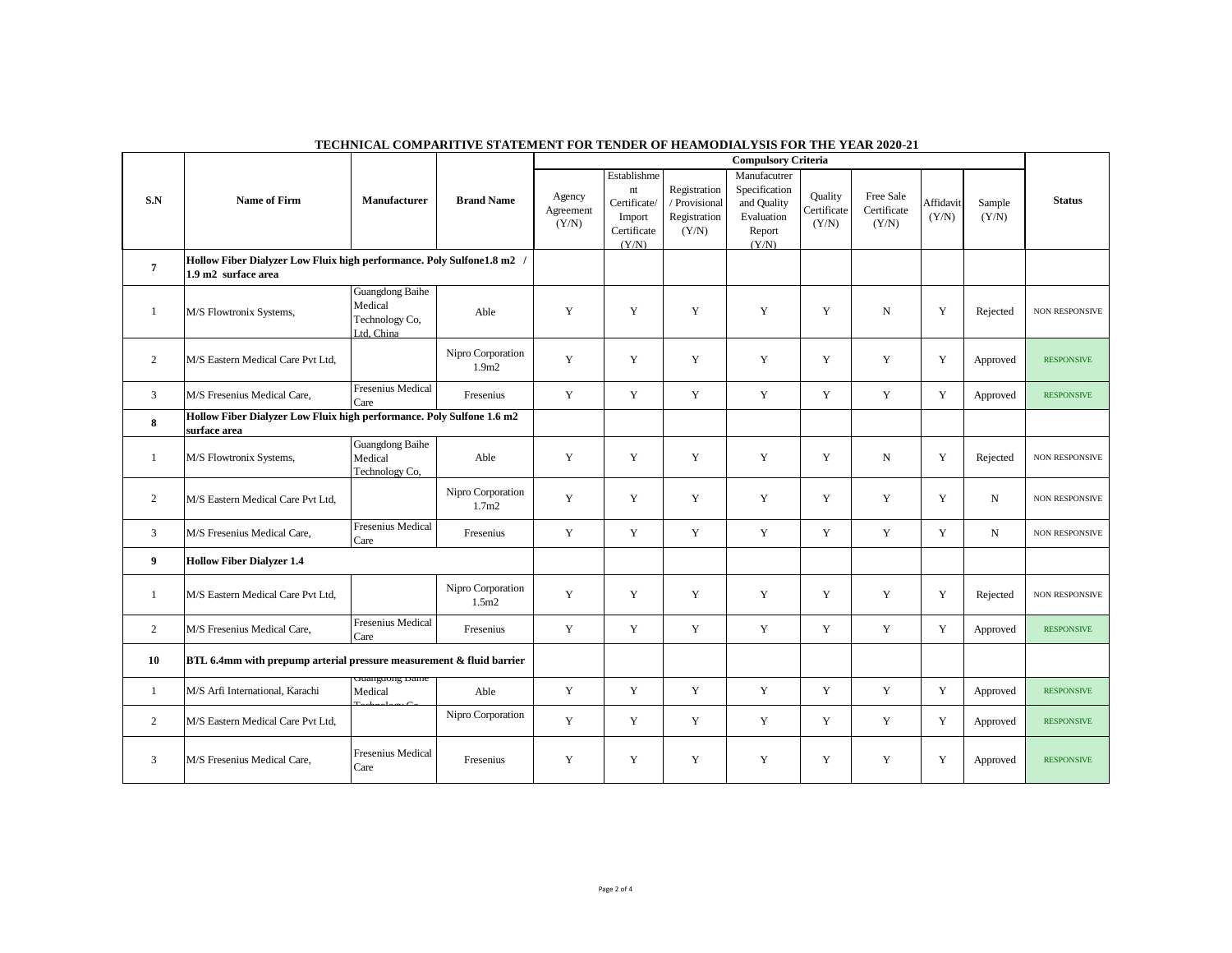## TECHNICAL COMPARITIVE STATEMENT FOR TENDER OF HEAMODIALYSIS FOR THE YEAR 2020-21

| S.N | Name of Firm | Manufacturer | Brand Name | Compulsory Criteria | | | | | | | | Status |
|---|---|---|---|---|---|---|---|---|---|---|---|---|
| | | | | Agency Agreement (Y/N) | Establishment Certificate/ Import Certificate (Y/N) | Registration / Provisional Registration (Y/N) | Manufacutrer Specification and Quality Evaluation Report (Y/N) | Quality Certificate (Y/N) | Free Sale Certificate (Y/N) | Affidavit (Y/N) | Sample (Y/N) | |
| **7** | **Hollow Fiber Dialyzer Low Fluix high performance. Poly Sulfone1.8 m2 / 1.9 m2 surface area** | | | | | | | | | | | |
| 1 | M/S Flowtronix Systems, | Guangdong Baihe Medical Technology Co, Ltd, China | Able | Y | Y | Y | Y | Y | N | Y | Rejected | NON RESPONSIVE |
| 2 | M/S Eastern Medical Care Pvt Ltd, | | Nipro Corporation 1.9m2 | Y | Y | Y | Y | Y | Y | Y | Approved | RESPONSIVE |
| 3 | M/S Fresenius Medical Care, | Fresenius Medical Care | Fresenius | Y | Y | Y | Y | Y | Y | Y | Approved | RESPONSIVE |
| **8** | **Hollow Fiber Dialyzer Low Fluix high performance. Poly Sulfone 1.6 m2 surface area** | | | | | | | | | | | |
| 1 | M/S Flowtronix Systems, | Guangdong Baihe Medical Technology Co, | Able | Y | Y | Y | Y | Y | N | Y | Rejected | NON RESPONSIVE |
| 2 | M/S Eastern Medical Care Pvt Ltd, | | Nipro Corporation 1.7m2 | Y | Y | Y | Y | Y | Y | Y | N | NON RESPONSIVE |
| 3 | M/S Fresenius Medical Care, | Fresenius Medical Care | Fresenius | Y | Y | Y | Y | Y | Y | Y | N | NON RESPONSIVE |
| **9** | **Hollow Fiber Dialyzer 1.4** | | | | | | | | | | | |
| 1 | M/S Eastern Medical Care Pvt Ltd, | | Nipro Corporation 1.5m2 | Y | Y | Y | Y | Y | Y | Y | Rejected | NON RESPONSIVE |
| 2 | M/S Fresenius Medical Care, | Fresenius Medical Care | Fresenius | Y | Y | Y | Y | Y | Y | Y | Approved | RESPONSIVE |
| **10** | **BTL 6.4mm with prepump arterial pressure measurement & fluid barrier** | | | | | | | | | | | |
| 1 | M/S Arfi International, Karachi | Guangdong Baihe Medical Technology Co, | Able | Y | Y | Y | Y | Y | Y | Y | Approved | RESPONSIVE |
| 2 | M/S Eastern Medical Care Pvt Ltd, | | Nipro Corporation | Y | Y | Y | Y | Y | Y | Y | Approved | RESPONSIVE |
| 3 | M/S Fresenius Medical Care, | Fresenius Medical Care | Fresenius | Y | Y | Y | Y | Y | Y | Y | Approved | RESPONSIVE |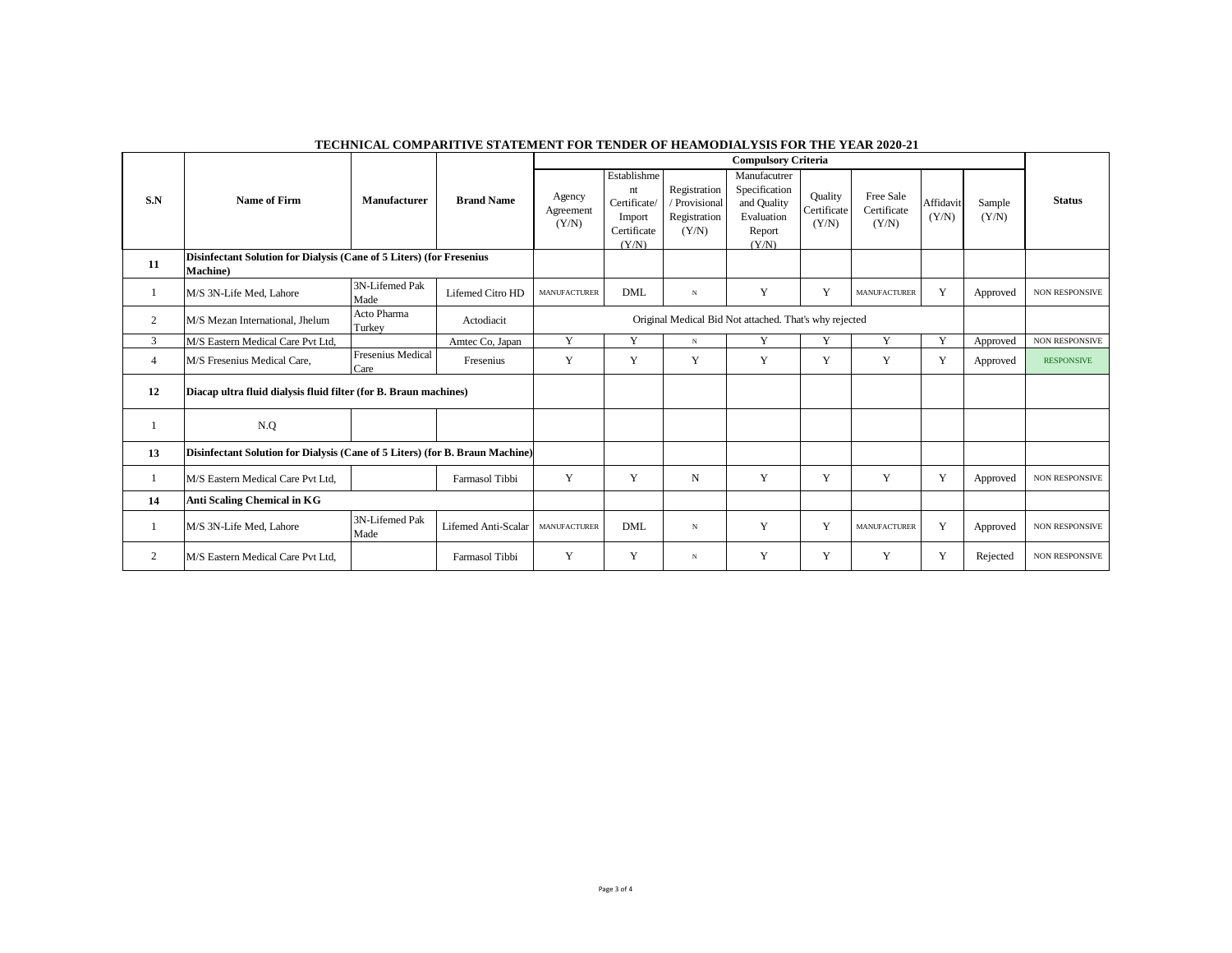**TECHNICAL COMPARITIVE STATEMENT FOR TENDER OF HEAMODIALYSIS FOR THE YEAR 2020-21**

| S.N | Name of Firm | Manufacturer | Brand Name | Compulsory Criteria | | | | | | | | Status |
|---|---|---|---|---|---|---|---|---|---|---|---|---|
| | | | | Agency Agreement (Y/N) | Establishment Certificate/ Import Certificate (Y/N) | Registration / Provisional Registration (Y/N) | Manufacutrer Specification and Quality Evaluation Report (Y/N) | Quality Certificate (Y/N) | Free Sale Certificate (Y/N) | Affidavit (Y/N) | Sample (Y/N) | |
| **11** | **Disinfectant Solution for Dialysis (Cane of 5 Liters) (for Fresenius Machine)** | | | | | | | | | | | |
| 1 | M/S 3N-Life Med, Lahore | 3N-Lifemed Pak Made | Lifemed Citro HD | MANUFACTURER | DML | N | Y | Y | MANUFACTURER | Y | Approved | NON RESPONSIVE |
| 2 | M/S Mezan International, Jhelum | Acto Pharma Turkey | Actodiacit | Original Medical Bid Not attached. That's why rejected | | | | | | | | |
| 3 | M/S Eastern Medical Care Pvt Ltd, | | Amtec Co, Japan | Y | Y | N | Y | Y | Y | Y | Approved | NON RESPONSIVE |
| 4 | M/S Fresenius Medical Care, | Fresenius Medical Care | Fresenius | Y | Y | Y | Y | Y | Y | Y | Approved | RESPONSIVE |
| **12** | **Diacap ultra fluid dialysis fluid filter (for B. Braun machines)** | | | | | | | | | | | |
| 1 | N.Q | | | | | | | | | | | |
| **13** | **Disinfectant Solution for Dialysis (Cane of 5 Liters) (for B. Braun Machine)** | | | | | | | | | | | |
| 1 | M/S Eastern Medical Care Pvt Ltd, | | Farmasol Tibbi | Y | Y | N | Y | Y | Y | Y | Approved | NON RESPONSIVE |
| **14** | **Anti Scaling Chemical in KG** | | | | | | | | | | | |
| 1 | M/S 3N-Life Med, Lahore | 3N-Lifemed Pak Made | Lifemed Anti-Scalar | MANUFACTURER | DML | N | Y | Y | MANUFACTURER | Y | Approved | NON RESPONSIVE |
| 2 | M/S Eastern Medical Care Pvt Ltd, | | Farmasol Tibbi | Y | Y | N | Y | Y | Y | Y | Rejected | NON RESPONSIVE |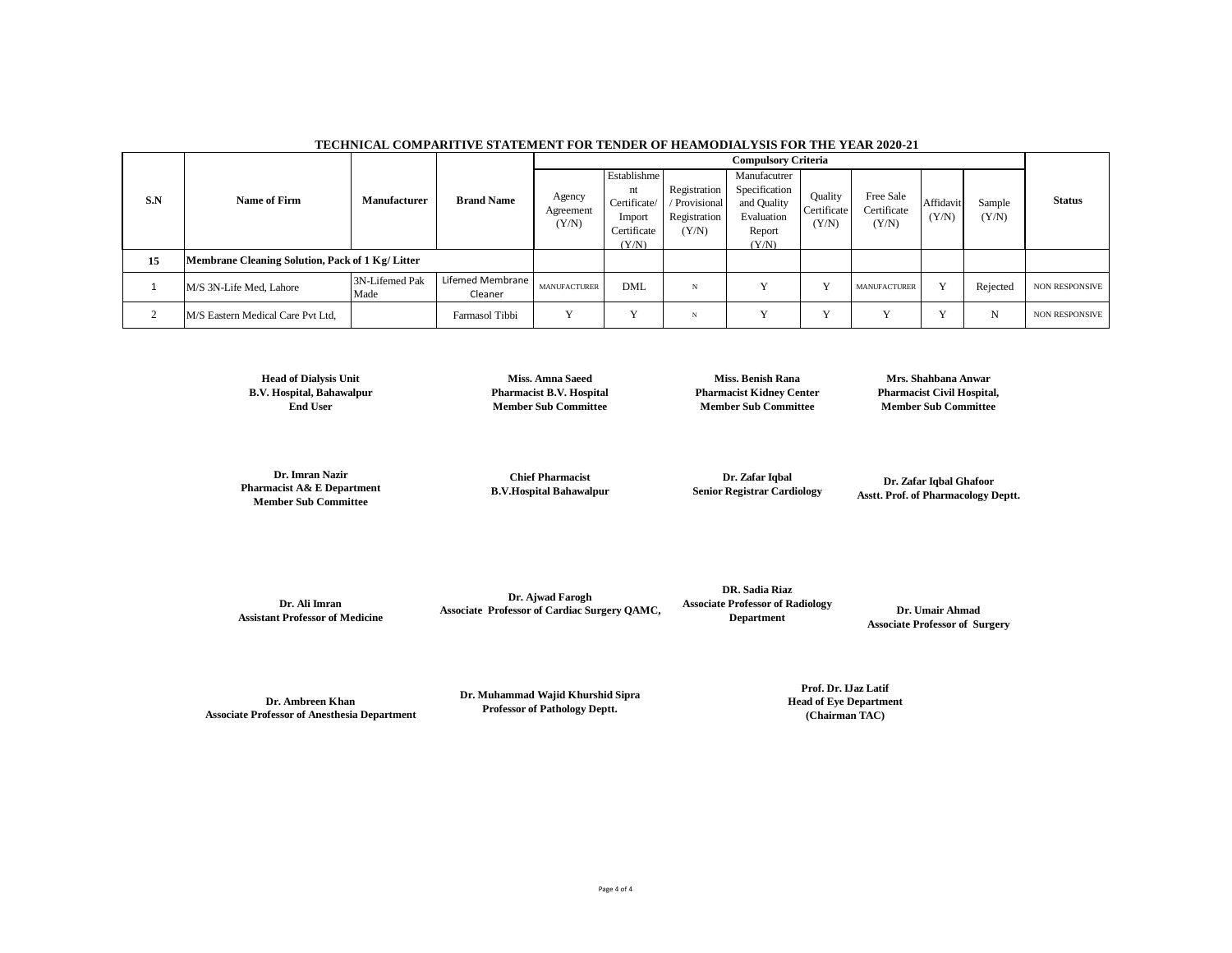## TECHNICAL COMPARITIVE STATEMENT FOR TENDER OF HEAMODIALYSIS FOR THE YEAR 2020-21

| S.N | Name of Firm | Manufacturer | Brand Name | Compulsory Criteria | | | | | | | | Status |
|---|---|---|---|---|---|---|---|---|---|---|---|---|
| | | | | Agency Agreement (Y/N) | Establishment Certificate/ Import Certificate (Y/N) | Registration / Provisional Registration (Y/N) | Manufacutrer Specification and Quality Evaluation Report (Y/N) | Quality Certificate (Y/N) | Free Sale Certificate (Y/N) | Affidavit (Y/N) | Sample (Y/N) | |
| **15** | **Membrane Cleaning Solution, Pack of 1 Kg/ Litter** | | | | | | | | | | | |
| 1 | M/S 3N-Life Med, Lahore | 3N-Lifemed Pak Made | Lifemed Membrane Cleaner | MANUFACTURER | DML | N | Y | Y | MANUFACTURER | Y | Rejected | NON RESPONSIVE |
| 2 | M/S Eastern Medical Care Pvt Ltd, | | Farmasol Tibbi | Y | Y | N | Y | Y | Y | Y | N | NON RESPONSIVE |

**Head of Dialysis Unit**
**B.V. Hospital, Bahawalpur**
**End User**

**Miss. Amna Saeed**
**Pharmacist B.V. Hospital**
**Member Sub Committee**

**Miss. Benish Rana**
**Pharmacist Kidney Center**
**Member Sub Committee**

**Mrs. Shahbana Anwar**
**Pharmacist Civil Hospital,**
**Member Sub Committee**

**Dr. Imran Nazir**
**Pharmacist A& E Department**
**Member Sub Committee**

**Chief Pharmacist**
**B.V.Hospital Bahawalpur**

**Dr. Zafar Iqbal**
**Senior Registrar Cardiology**

**Dr. Zafar Iqbal Ghafoor**
**Asstt. Prof. of Pharmacology Deptt.**

**Dr. Ali Imran**
**Assistant Professor of Medicine**

**Dr. Ajwad Farogh**
**Associate Professor of Cardiac Surgery QAMC,**

**DR. Sadia Riaz**
**Associate Professor of Radiology Department**

**Dr. Umair Ahmad**
**Associate Professor of Surgery**

**Dr. Ambreen Khan**
**Associate Professor of Anesthesia Department**

**Dr. Muhammad Wajid Khurshid Sipra**
**Professor of Pathology Deptt.**

**Prof. Dr. IJaz Latif**
**Head of Eye Department**
**(Chairman TAC)**